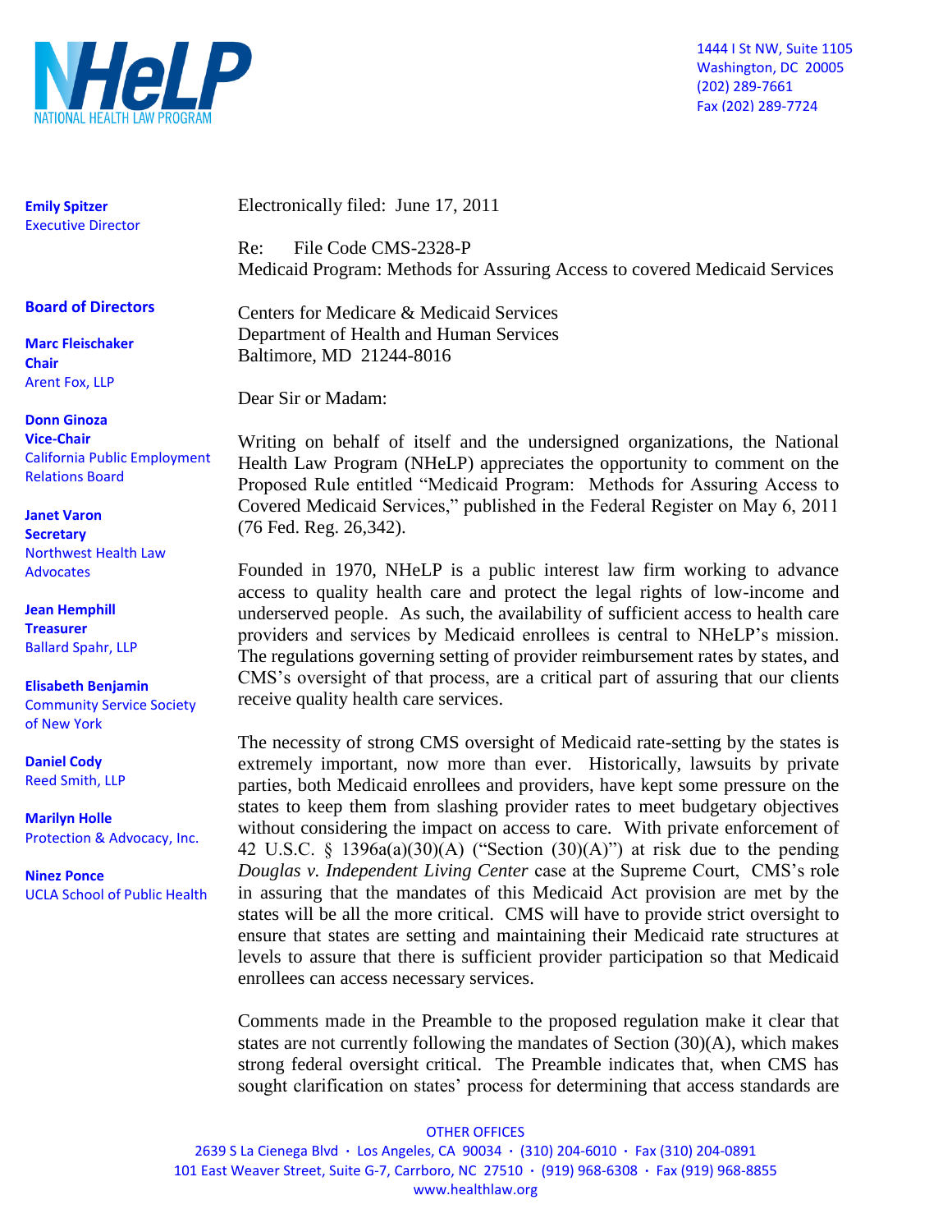NHeLP
NATIONAL HEALTH LAW PROGRAM

1444 I St NW, Suite 1105
Washington, DC 20005
(202) 289-7661
Fax (202) 289-7724

**Emily Spitzer**
Executive Director

**Board of Directors**

**Marc Fleischaker**
**Chair**
Arent Fox, LLP

**Donn Ginoza**
**Vice-Chair**
California Public Employment Relations Board

**Janet Varon**
**Secretary**
Northwest Health Law Advocates

**Jean Hemphill**
**Treasurer**
Ballard Spahr, LLP

**Elisabeth Benjamin**
Community Service Society of New York

**Daniel Cody**
Reed Smith, LLP

**Marilyn Holle**
Protection & Advocacy, Inc.

**Ninez Ponce**
UCLA School of Public Health

Electronically filed: June 17, 2011

Re: File Code CMS-2328-P
Medicaid Program: Methods for Assuring Access to covered Medicaid Services

Centers for Medicare & Medicaid Services
Department of Health and Human Services
Baltimore, MD 21244-8016

Dear Sir or Madam:

Writing on behalf of itself and the undersigned organizations, the National Health Law Program (NHeLP) appreciates the opportunity to comment on the Proposed Rule entitled "Medicaid Program: Methods for Assuring Access to Covered Medicaid Services," published in the Federal Register on May 6, 2011 (76 Fed. Reg. 26,342).

Founded in 1970, NHeLP is a public interest law firm working to advance access to quality health care and protect the legal rights of low-income and underserved people. As such, the availability of sufficient access to health care providers and services by Medicaid enrollees is central to NHeLP's mission. The regulations governing setting of provider reimbursement rates by states, and CMS's oversight of that process, are a critical part of assuring that our clients receive quality health care services.

The necessity of strong CMS oversight of Medicaid rate-setting by the states is extremely important, now more than ever. Historically, lawsuits by private parties, both Medicaid enrollees and providers, have kept some pressure on the states to keep them from slashing provider rates to meet budgetary objectives without considering the impact on access to care. With private enforcement of 42 U.S.C. § 1396a(a)(30)(A) ("Section (30)(A)") at risk due to the pending *Douglas v. Independent Living Center* case at the Supreme Court, CMS's role in assuring that the mandates of this Medicaid Act provision are met by the states will be all the more critical. CMS will have to provide strict oversight to ensure that states are setting and maintaining their Medicaid rate structures at levels to assure that there is sufficient provider participation so that Medicaid enrollees can access necessary services.

Comments made in the Preamble to the proposed regulation make it clear that states are not currently following the mandates of Section (30)(A), which makes strong federal oversight critical. The Preamble indicates that, when CMS has sought clarification on states' process for determining that access standards are

OTHER OFFICES
2639 S La Cienega Blvd · Los Angeles, CA 90034 · (310) 204-6010 · Fax (310) 204-0891
101 East Weaver Street, Suite G-7, Carrboro, NC 27510 · (919) 968-6308 · Fax (919) 968-8855
www.healthlaw.org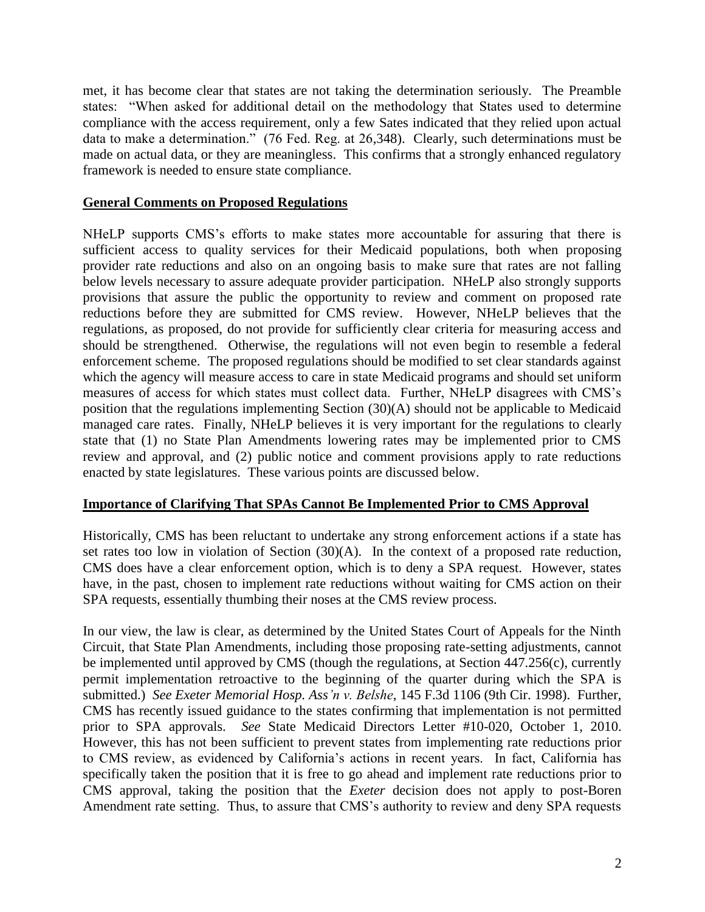met, it has become clear that states are not taking the determination seriously. The Preamble states: "When asked for additional detail on the methodology that States used to determine compliance with the access requirement, only a few Sates indicated that they relied upon actual data to make a determination." (76 Fed. Reg. at 26,348). Clearly, such determinations must be made on actual data, or they are meaningless. This confirms that a strongly enhanced regulatory framework is needed to ensure state compliance.

## General Comments on Proposed Regulations

NHeLP supports CMS's efforts to make states more accountable for assuring that there is sufficient access to quality services for their Medicaid populations, both when proposing provider rate reductions and also on an ongoing basis to make sure that rates are not falling below levels necessary to assure adequate provider participation. NHeLP also strongly supports provisions that assure the public the opportunity to review and comment on proposed rate reductions before they are submitted for CMS review. However, NHeLP believes that the regulations, as proposed, do not provide for sufficiently clear criteria for measuring access and should be strengthened. Otherwise, the regulations will not even begin to resemble a federal enforcement scheme. The proposed regulations should be modified to set clear standards against which the agency will measure access to care in state Medicaid programs and should set uniform measures of access for which states must collect data. Further, NHeLP disagrees with CMS's position that the regulations implementing Section (30)(A) should not be applicable to Medicaid managed care rates. Finally, NHeLP believes it is very important for the regulations to clearly state that (1) no State Plan Amendments lowering rates may be implemented prior to CMS review and approval, and (2) public notice and comment provisions apply to rate reductions enacted by state legislatures. These various points are discussed below.

## Importance of Clarifying That SPAs Cannot Be Implemented Prior to CMS Approval

Historically, CMS has been reluctant to undertake any strong enforcement actions if a state has set rates too low in violation of Section (30)(A). In the context of a proposed rate reduction, CMS does have a clear enforcement option, which is to deny a SPA request. However, states have, in the past, chosen to implement rate reductions without waiting for CMS action on their SPA requests, essentially thumbing their noses at the CMS review process.

In our view, the law is clear, as determined by the United States Court of Appeals for the Ninth Circuit, that State Plan Amendments, including those proposing rate-setting adjustments, cannot be implemented until approved by CMS (though the regulations, at Section 447.256(c), currently permit implementation retroactive to the beginning of the quarter during which the SPA is submitted.) *See Exeter Memorial Hosp. Ass'n v. Belshe*, 145 F.3d 1106 (9th Cir. 1998). Further, CMS has recently issued guidance to the states confirming that implementation is not permitted prior to SPA approvals. *See* State Medicaid Directors Letter #10-020, October 1, 2010. However, this has not been sufficient to prevent states from implementing rate reductions prior to CMS review, as evidenced by California's actions in recent years. In fact, California has specifically taken the position that it is free to go ahead and implement rate reductions prior to CMS approval, taking the position that the *Exeter* decision does not apply to post-Boren Amendment rate setting. Thus, to assure that CMS's authority to review and deny SPA requests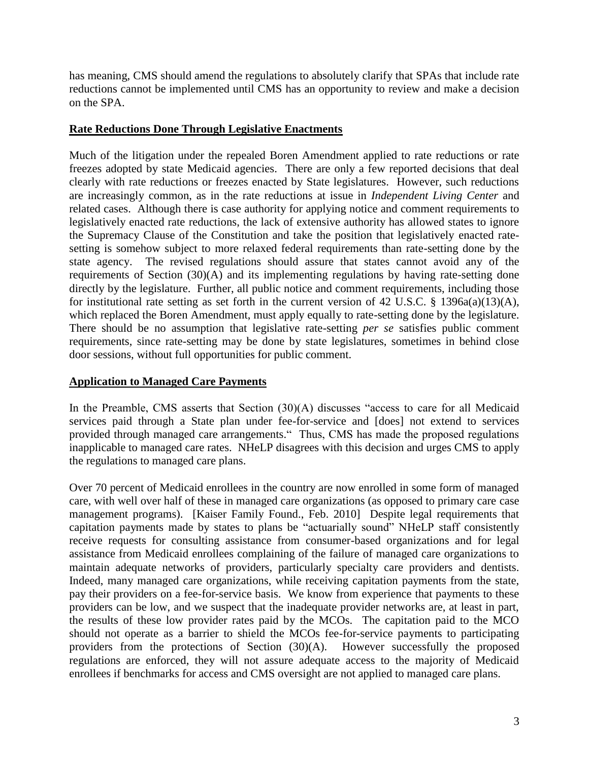has meaning, CMS should amend the regulations to absolutely clarify that SPAs that include rate reductions cannot be implemented until CMS has an opportunity to review and make a decision on the SPA.

**Rate Reductions Done Through Legislative Enactments**

Much of the litigation under the repealed Boren Amendment applied to rate reductions or rate freezes adopted by state Medicaid agencies. There are only a few reported decisions that deal clearly with rate reductions or freezes enacted by State legislatures. However, such reductions are increasingly common, as in the rate reductions at issue in *Independent Living Center* and related cases. Although there is case authority for applying notice and comment requirements to legislatively enacted rate reductions, the lack of extensive authority has allowed states to ignore the Supremacy Clause of the Constitution and take the position that legislatively enacted rate-setting is somehow subject to more relaxed federal requirements than rate-setting done by the state agency. The revised regulations should assure that states cannot avoid any of the requirements of Section (30)(A) and its implementing regulations by having rate-setting done directly by the legislature. Further, all public notice and comment requirements, including those for institutional rate setting as set forth in the current version of 42 U.S.C. § 1396a(a)(13)(A), which replaced the Boren Amendment, must apply equally to rate-setting done by the legislature. There should be no assumption that legislative rate-setting *per se* satisfies public comment requirements, since rate-setting may be done by state legislatures, sometimes in behind close door sessions, without full opportunities for public comment.

**Application to Managed Care Payments**

In the Preamble, CMS asserts that Section (30)(A) discusses "access to care for all Medicaid services paid through a State plan under fee-for-service and [does] not extend to services provided through managed care arrangements." Thus, CMS has made the proposed regulations inapplicable to managed care rates. NHeLP disagrees with this decision and urges CMS to apply the regulations to managed care plans.

Over 70 percent of Medicaid enrollees in the country are now enrolled in some form of managed care, with well over half of these in managed care organizations (as opposed to primary care case management programs). [Kaiser Family Found., Feb. 2010] Despite legal requirements that capitation payments made by states to plans be "actuarially sound" NHeLP staff consistently receive requests for consulting assistance from consumer-based organizations and for legal assistance from Medicaid enrollees complaining of the failure of managed care organizations to maintain adequate networks of providers, particularly specialty care providers and dentists. Indeed, many managed care organizations, while receiving capitation payments from the state, pay their providers on a fee-for-service basis. We know from experience that payments to these providers can be low, and we suspect that the inadequate provider networks are, at least in part, the results of these low provider rates paid by the MCOs. The capitation paid to the MCO should not operate as a barrier to shield the MCOs fee-for-service payments to participating providers from the protections of Section (30)(A). However successfully the proposed regulations are enforced, they will not assure adequate access to the majority of Medicaid enrollees if benchmarks for access and CMS oversight are not applied to managed care plans.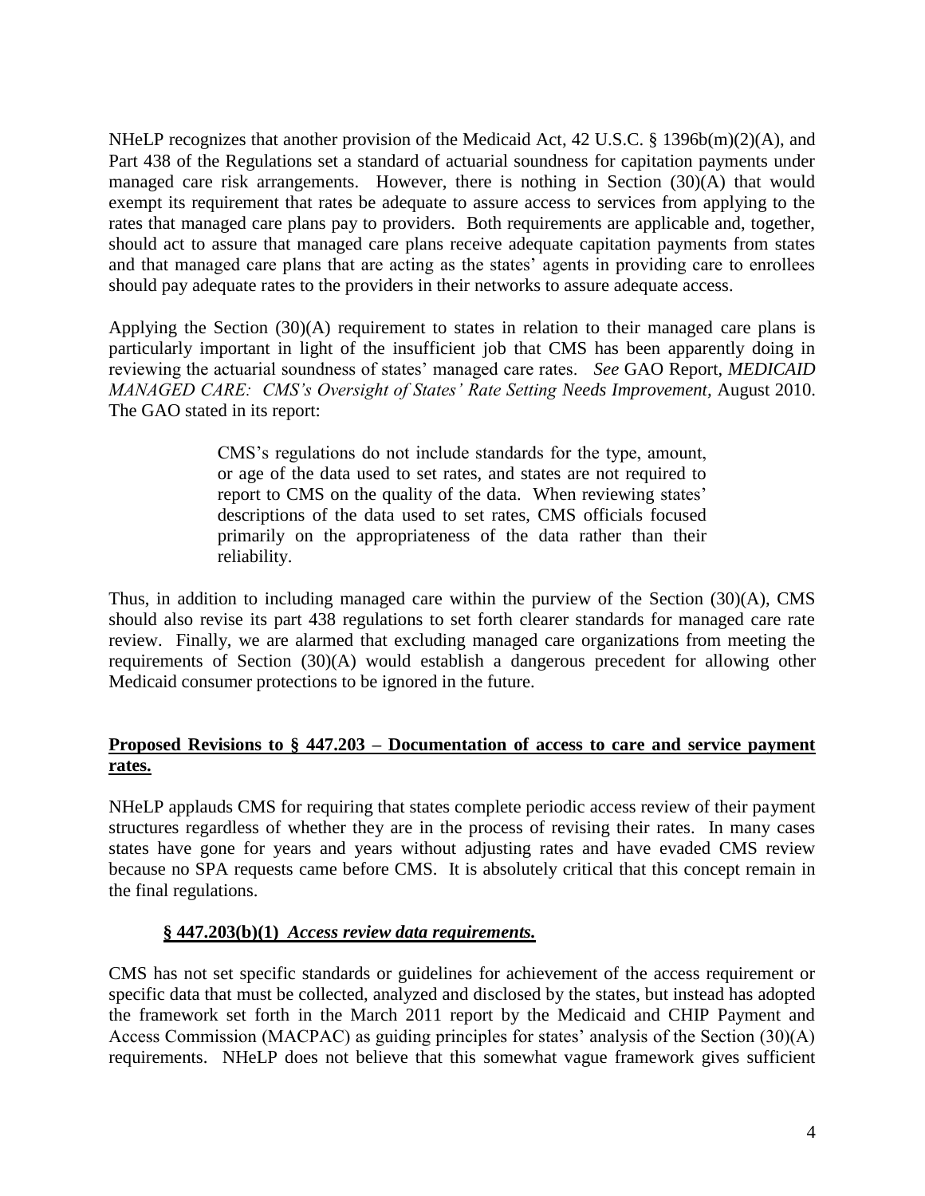NHeLP recognizes that another provision of the Medicaid Act, 42 U.S.C. § 1396b(m)(2)(A), and Part 438 of the Regulations set a standard of actuarial soundness for capitation payments under managed care risk arrangements. However, there is nothing in Section (30)(A) that would exempt its requirement that rates be adequate to assure access to services from applying to the rates that managed care plans pay to providers. Both requirements are applicable and, together, should act to assure that managed care plans receive adequate capitation payments from states and that managed care plans that are acting as the states' agents in providing care to enrollees should pay adequate rates to the providers in their networks to assure adequate access.

Applying the Section (30)(A) requirement to states in relation to their managed care plans is particularly important in light of the insufficient job that CMS has been apparently doing in reviewing the actuarial soundness of states' managed care rates. *See* GAO Report, *MEDICAID MANAGED CARE: CMS's Oversight of States' Rate Setting Needs Improvement,* August 2010. The GAO stated in its report:

> CMS's regulations do not include standards for the type, amount, or age of the data used to set rates, and states are not required to report to CMS on the quality of the data. When reviewing states' descriptions of the data used to set rates, CMS officials focused primarily on the appropriateness of the data rather than their reliability.

Thus, in addition to including managed care within the purview of the Section (30)(A), CMS should also revise its part 438 regulations to set forth clearer standards for managed care rate review. Finally, we are alarmed that excluding managed care organizations from meeting the requirements of Section (30)(A) would establish a dangerous precedent for allowing other Medicaid consumer protections to be ignored in the future.

## **Proposed Revisions to § 447.203 – Documentation of access to care and service payment rates.**

NHeLP applauds CMS for requiring that states complete periodic access review of their payment structures regardless of whether they are in the process of revising their rates. In many cases states have gone for years and years without adjusting rates and have evaded CMS review because no SPA requests came before CMS. It is absolutely critical that this concept remain in the final regulations.

### **§ 447.203(b)(1)** ***Access review data requirements.***

CMS has not set specific standards or guidelines for achievement of the access requirement or specific data that must be collected, analyzed and disclosed by the states, but instead has adopted the framework set forth in the March 2011 report by the Medicaid and CHIP Payment and Access Commission (MACPAC) as guiding principles for states' analysis of the Section (30)(A) requirements. NHeLP does not believe that this somewhat vague framework gives sufficient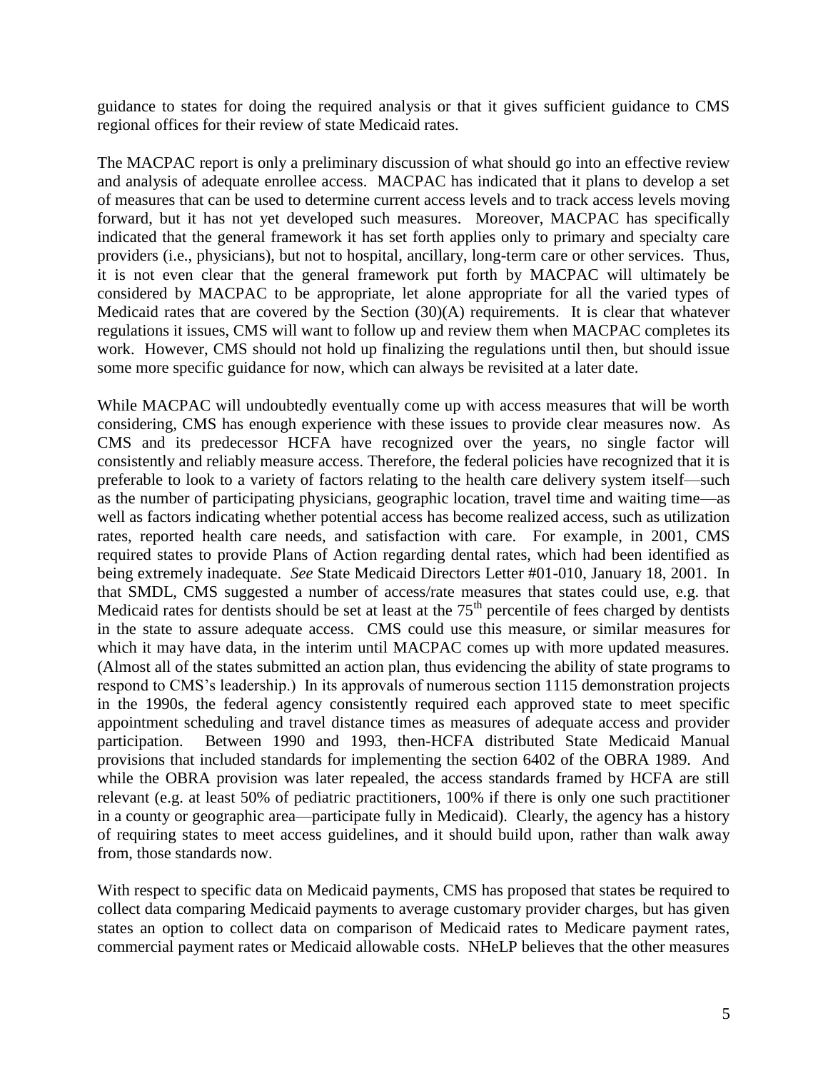guidance to states for doing the required analysis or that it gives sufficient guidance to CMS regional offices for their review of state Medicaid rates.

The MACPAC report is only a preliminary discussion of what should go into an effective review and analysis of adequate enrollee access. MACPAC has indicated that it plans to develop a set of measures that can be used to determine current access levels and to track access levels moving forward, but it has not yet developed such measures. Moreover, MACPAC has specifically indicated that the general framework it has set forth applies only to primary and specialty care providers (i.e., physicians), but not to hospital, ancillary, long-term care or other services. Thus, it is not even clear that the general framework put forth by MACPAC will ultimately be considered by MACPAC to be appropriate, let alone appropriate for all the varied types of Medicaid rates that are covered by the Section (30)(A) requirements. It is clear that whatever regulations it issues, CMS will want to follow up and review them when MACPAC completes its work. However, CMS should not hold up finalizing the regulations until then, but should issue some more specific guidance for now, which can always be revisited at a later date.

While MACPAC will undoubtedly eventually come up with access measures that will be worth considering, CMS has enough experience with these issues to provide clear measures now. As CMS and its predecessor HCFA have recognized over the years, no single factor will consistently and reliably measure access. Therefore, the federal policies have recognized that it is preferable to look to a variety of factors relating to the health care delivery system itself—such as the number of participating physicians, geographic location, travel time and waiting time—as well as factors indicating whether potential access has become realized access, such as utilization rates, reported health care needs, and satisfaction with care. For example, in 2001, CMS required states to provide Plans of Action regarding dental rates, which had been identified as being extremely inadequate. *See* State Medicaid Directors Letter #01-010, January 18, 2001. In that SMDL, CMS suggested a number of access/rate measures that states could use, e.g. that Medicaid rates for dentists should be set at least at the 75th percentile of fees charged by dentists in the state to assure adequate access. CMS could use this measure, or similar measures for which it may have data, in the interim until MACPAC comes up with more updated measures. (Almost all of the states submitted an action plan, thus evidencing the ability of state programs to respond to CMS's leadership.) In its approvals of numerous section 1115 demonstration projects in the 1990s, the federal agency consistently required each approved state to meet specific appointment scheduling and travel distance times as measures of adequate access and provider participation. Between 1990 and 1993, then-HCFA distributed State Medicaid Manual provisions that included standards for implementing the section 6402 of the OBRA 1989. And while the OBRA provision was later repealed, the access standards framed by HCFA are still relevant (e.g. at least 50% of pediatric practitioners, 100% if there is only one such practitioner in a county or geographic area—participate fully in Medicaid). Clearly, the agency has a history of requiring states to meet access guidelines, and it should build upon, rather than walk away from, those standards now.

With respect to specific data on Medicaid payments, CMS has proposed that states be required to collect data comparing Medicaid payments to average customary provider charges, but has given states an option to collect data on comparison of Medicaid rates to Medicare payment rates, commercial payment rates or Medicaid allowable costs. NHeLP believes that the other measures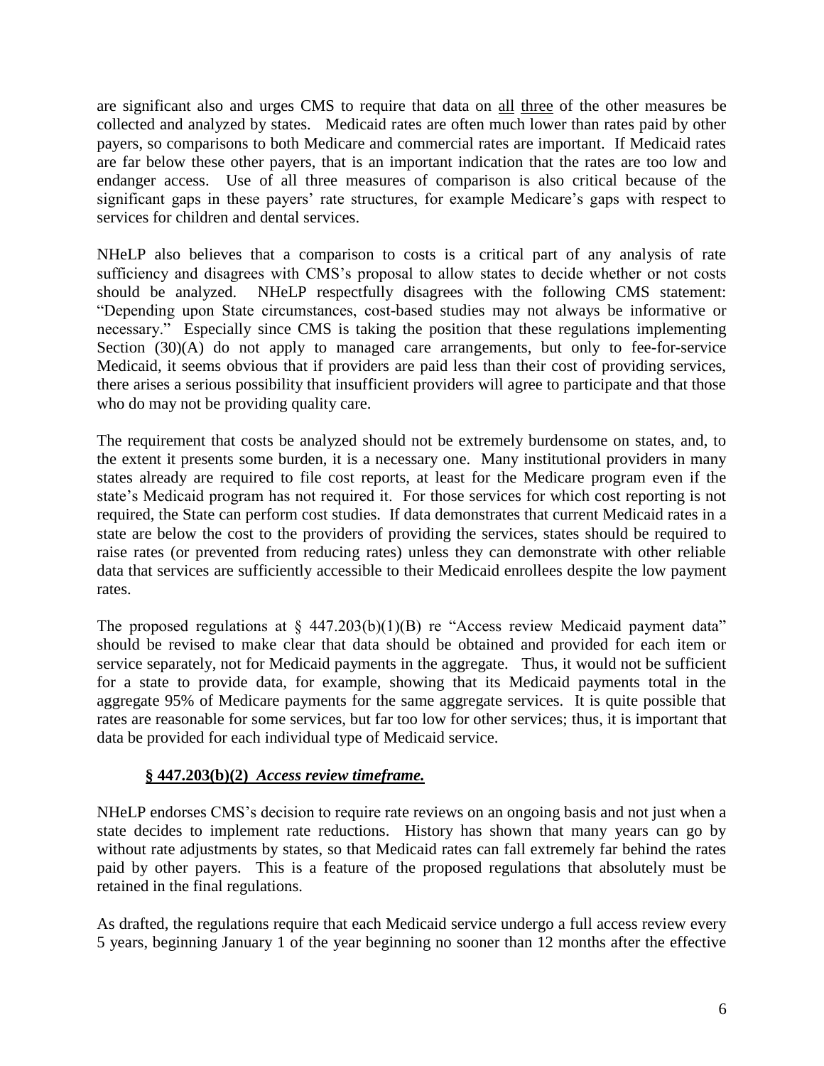are significant also and urges CMS to require that data on <u>all</u> <u>three</u> of the other measures be collected and analyzed by states. Medicaid rates are often much lower than rates paid by other payers, so comparisons to both Medicare and commercial rates are important. If Medicaid rates are far below these other payers, that is an important indication that the rates are too low and endanger access. Use of all three measures of comparison is also critical because of the significant gaps in these payers' rate structures, for example Medicare's gaps with respect to services for children and dental services.

NHeLP also believes that a comparison to costs is a critical part of any analysis of rate sufficiency and disagrees with CMS's proposal to allow states to decide whether or not costs should be analyzed. NHeLP respectfully disagrees with the following CMS statement: "Depending upon State circumstances, cost-based studies may not always be informative or necessary." Especially since CMS is taking the position that these regulations implementing Section (30)(A) do not apply to managed care arrangements, but only to fee-for-service Medicaid, it seems obvious that if providers are paid less than their cost of providing services, there arises a serious possibility that insufficient providers will agree to participate and that those who do may not be providing quality care.

The requirement that costs be analyzed should not be extremely burdensome on states, and, to the extent it presents some burden, it is a necessary one. Many institutional providers in many states already are required to file cost reports, at least for the Medicare program even if the state's Medicaid program has not required it. For those services for which cost reporting is not required, the State can perform cost studies. If data demonstrates that current Medicaid rates in a state are below the cost to the providers of providing the services, states should be required to raise rates (or prevented from reducing rates) unless they can demonstrate with other reliable data that services are sufficiently accessible to their Medicaid enrollees despite the low payment rates.

The proposed regulations at § 447.203(b)(1)(B) re "Access review Medicaid payment data" should be revised to make clear that data should be obtained and provided for each item or service separately, not for Medicaid payments in the aggregate. Thus, it would not be sufficient for a state to provide data, for example, showing that its Medicaid payments total in the aggregate 95% of Medicare payments for the same aggregate services. It is quite possible that rates are reasonable for some services, but far too low for other services; thus, it is important that data be provided for each individual type of Medicaid service.

### <u>§ 447.203(b)(2) *Access review timeframe.*</u>

NHeLP endorses CMS's decision to require rate reviews on an ongoing basis and not just when a state decides to implement rate reductions. History has shown that many years can go by without rate adjustments by states, so that Medicaid rates can fall extremely far behind the rates paid by other payers. This is a feature of the proposed regulations that absolutely must be retained in the final regulations.

As drafted, the regulations require that each Medicaid service undergo a full access review every 5 years, beginning January 1 of the year beginning no sooner than 12 months after the effective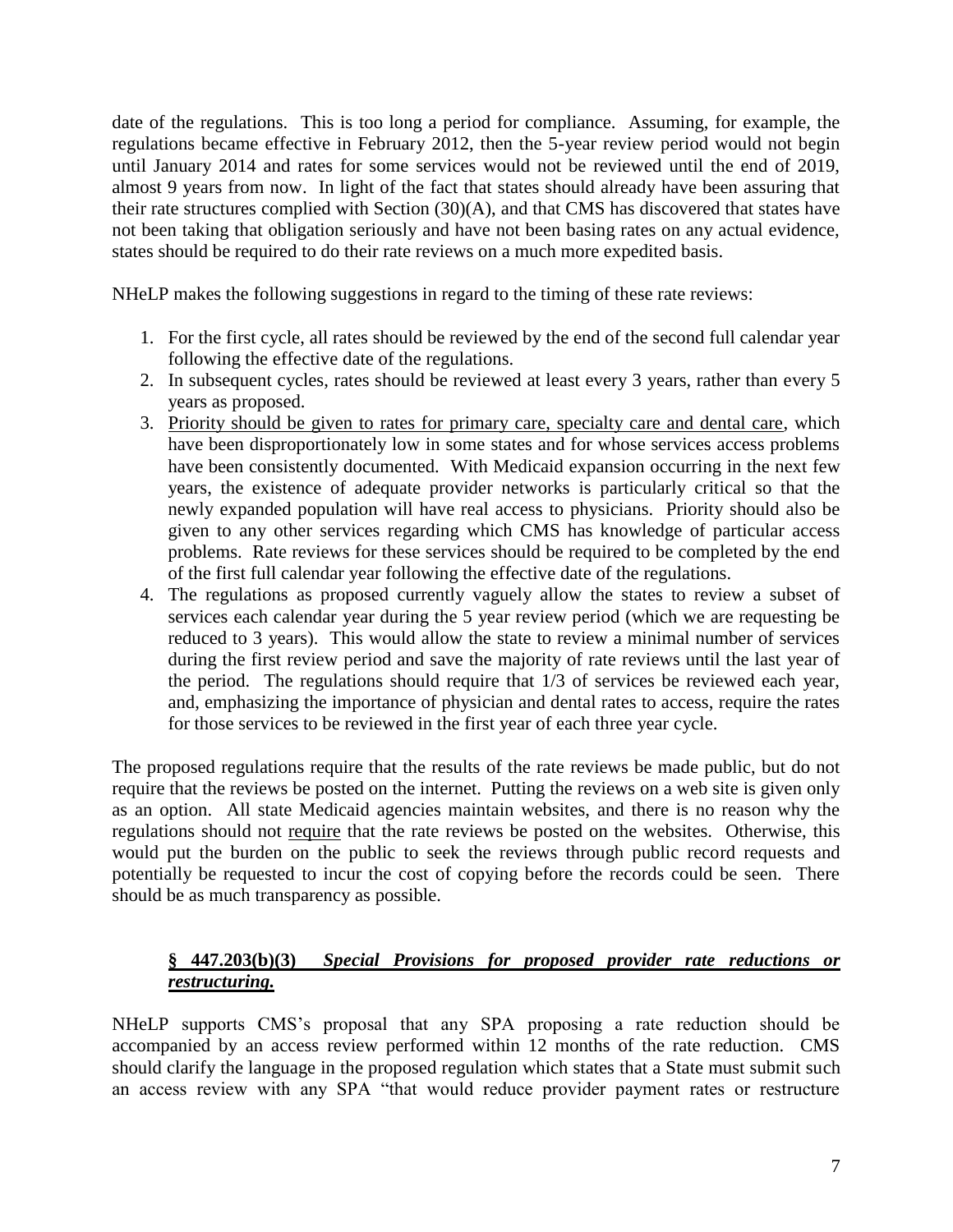date of the regulations. This is too long a period for compliance. Assuming, for example, the regulations became effective in February 2012, then the 5-year review period would not begin until January 2014 and rates for some services would not be reviewed until the end of 2019, almost 9 years from now. In light of the fact that states should already have been assuring that their rate structures complied with Section (30)(A), and that CMS has discovered that states have not been taking that obligation seriously and have not been basing rates on any actual evidence, states should be required to do their rate reviews on a much more expedited basis.

NHeLP makes the following suggestions in regard to the timing of these rate reviews:

1. For the first cycle, all rates should be reviewed by the end of the second full calendar year following the effective date of the regulations.
2. In subsequent cycles, rates should be reviewed at least every 3 years, rather than every 5 years as proposed.
3. <u>Priority should be given to rates for primary care, specialty care and dental care</u>, which have been disproportionately low in some states and for whose services access problems have been consistently documented. With Medicaid expansion occurring in the next few years, the existence of adequate provider networks is particularly critical so that the newly expanded population will have real access to physicians. Priority should also be given to any other services regarding which CMS has knowledge of particular access problems. Rate reviews for these services should be required to be completed by the end of the first full calendar year following the effective date of the regulations.
4. The regulations as proposed currently vaguely allow the states to review a subset of services each calendar year during the 5 year review period (which we are requesting be reduced to 3 years). This would allow the state to review a minimal number of services during the first review period and save the majority of rate reviews until the last year of the period. The regulations should require that 1/3 of services be reviewed each year, and, emphasizing the importance of physician and dental rates to access, require the rates for those services to be reviewed in the first year of each three year cycle.

The proposed regulations require that the results of the rate reviews be made public, but do not require that the reviews be posted on the internet. Putting the reviews on a web site is given only as an option. All state Medicaid agencies maintain websites, and there is no reason why the regulations should not <u>require</u> that the rate reviews be posted on the websites. Otherwise, this would put the burden on the public to seek the reviews through public record requests and potentially be requested to incur the cost of copying before the records could be seen. There should be as much transparency as possible.

### <u>§ 447.203(b)(3) *Special Provisions for proposed provider rate reductions or restructuring.*</u>

NHeLP supports CMS's proposal that any SPA proposing a rate reduction should be accompanied by an access review performed within 12 months of the rate reduction. CMS should clarify the language in the proposed regulation which states that a State must submit such an access review with any SPA "that would reduce provider payment rates or restructure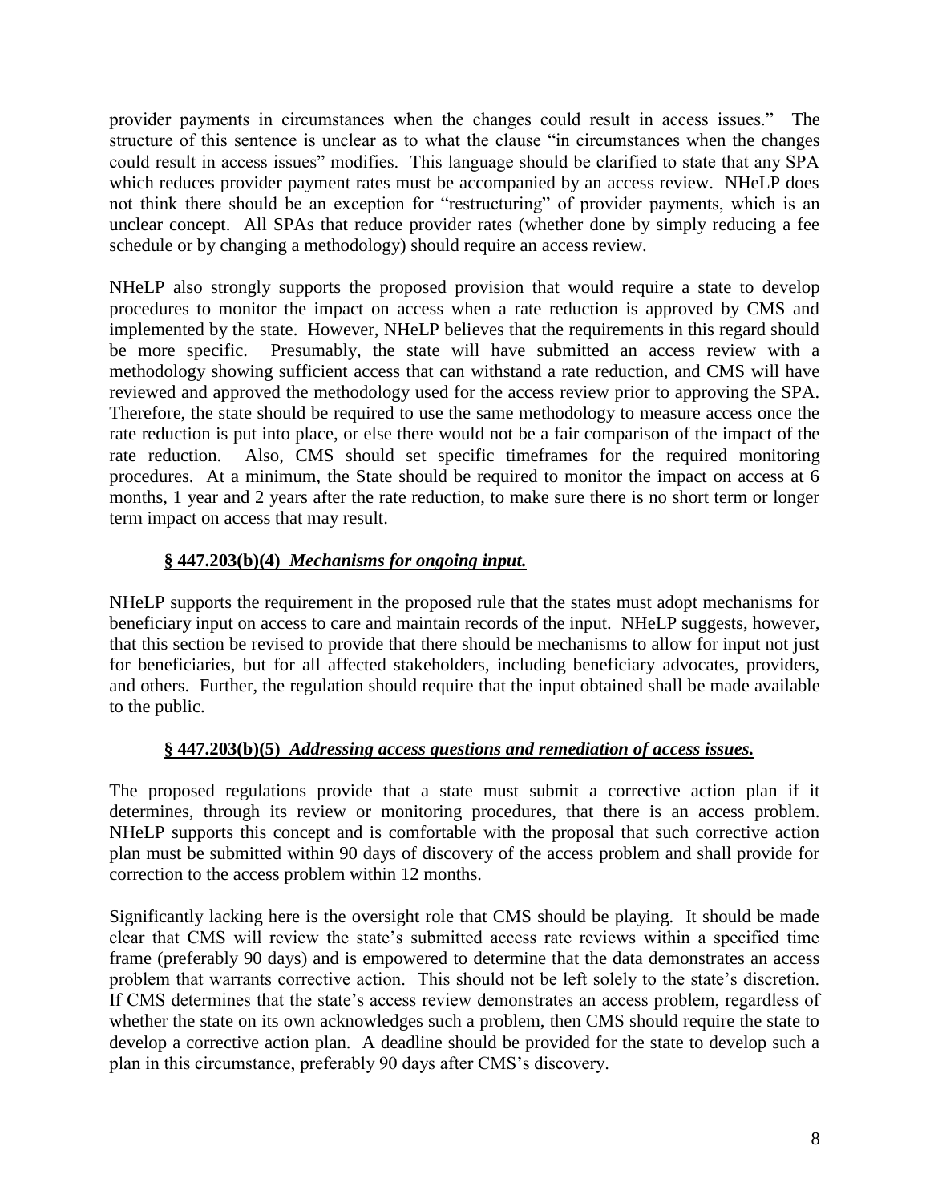provider payments in circumstances when the changes could result in access issues." The structure of this sentence is unclear as to what the clause "in circumstances when the changes could result in access issues" modifies. This language should be clarified to state that any SPA which reduces provider payment rates must be accompanied by an access review. NHeLP does not think there should be an exception for "restructuring" of provider payments, which is an unclear concept. All SPAs that reduce provider rates (whether done by simply reducing a fee schedule or by changing a methodology) should require an access review.

NHeLP also strongly supports the proposed provision that would require a state to develop procedures to monitor the impact on access when a rate reduction is approved by CMS and implemented by the state. However, NHeLP believes that the requirements in this regard should be more specific. Presumably, the state will have submitted an access review with a methodology showing sufficient access that can withstand a rate reduction, and CMS will have reviewed and approved the methodology used for the access review prior to approving the SPA. Therefore, the state should be required to use the same methodology to measure access once the rate reduction is put into place, or else there would not be a fair comparison of the impact of the rate reduction. Also, CMS should set specific timeframes for the required monitoring procedures. At a minimum, the State should be required to monitor the impact on access at 6 months, 1 year and 2 years after the rate reduction, to make sure there is no short term or longer term impact on access that may result.

### **§ 447.203(b)(4)** ***Mechanisms for ongoing input.***

NHeLP supports the requirement in the proposed rule that the states must adopt mechanisms for beneficiary input on access to care and maintain records of the input. NHeLP suggests, however, that this section be revised to provide that there should be mechanisms to allow for input not just for beneficiaries, but for all affected stakeholders, including beneficiary advocates, providers, and others. Further, the regulation should require that the input obtained shall be made available to the public.

### **§ 447.203(b)(5)** ***Addressing access questions and remediation of access issues.***

The proposed regulations provide that a state must submit a corrective action plan if it determines, through its review or monitoring procedures, that there is an access problem. NHeLP supports this concept and is comfortable with the proposal that such corrective action plan must be submitted within 90 days of discovery of the access problem and shall provide for correction to the access problem within 12 months.

Significantly lacking here is the oversight role that CMS should be playing. It should be made clear that CMS will review the state's submitted access rate reviews within a specified time frame (preferably 90 days) and is empowered to determine that the data demonstrates an access problem that warrants corrective action. This should not be left solely to the state's discretion. If CMS determines that the state's access review demonstrates an access problem, regardless of whether the state on its own acknowledges such a problem, then CMS should require the state to develop a corrective action plan. A deadline should be provided for the state to develop such a plan in this circumstance, preferably 90 days after CMS's discovery.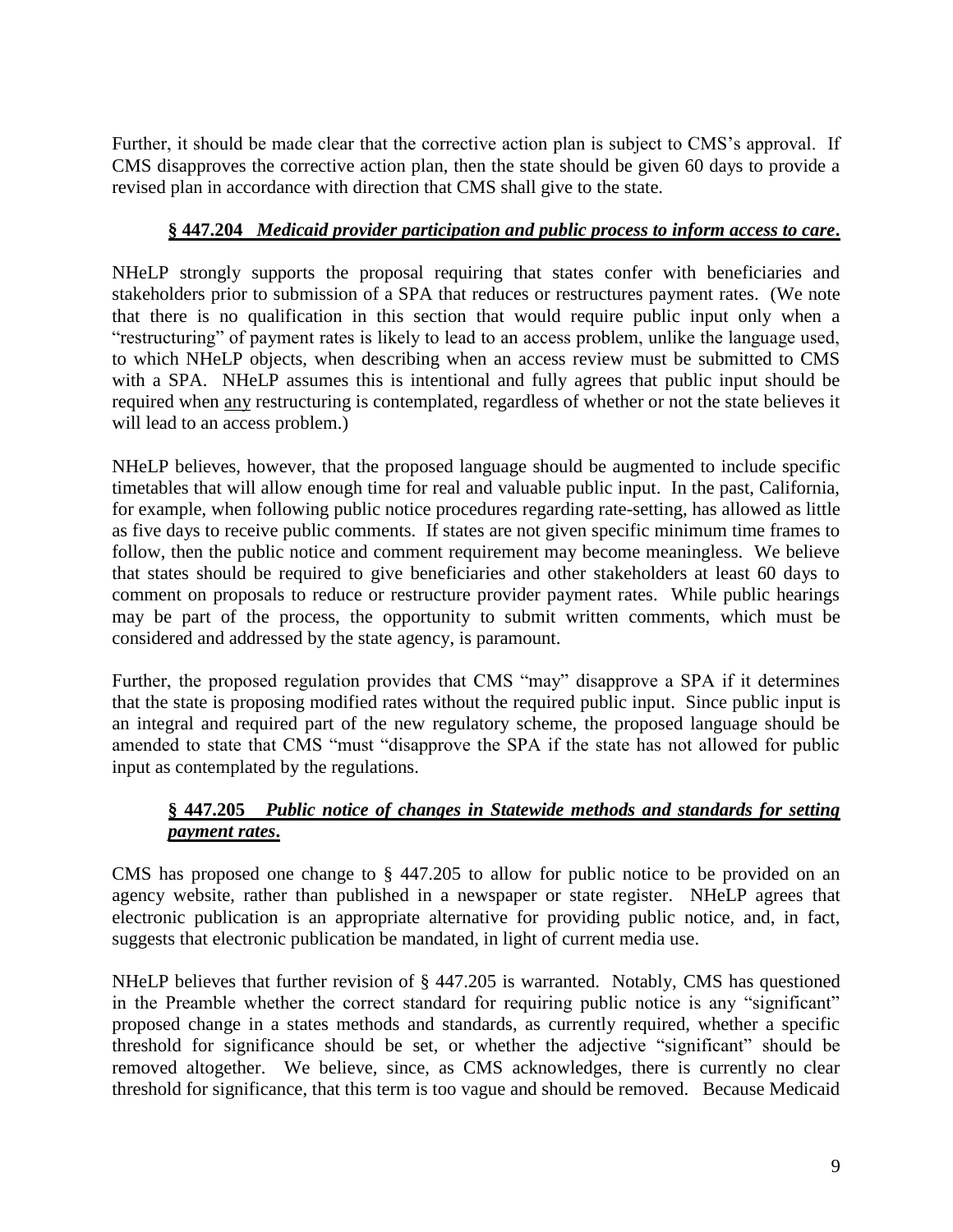Further, it should be made clear that the corrective action plan is subject to CMS's approval. If CMS disapproves the corrective action plan, then the state should be given 60 days to provide a revised plan in accordance with direction that CMS shall give to the state.

### **§ 447.204** ***Medicaid provider participation and public process to inform access to care.***

NHeLP strongly supports the proposal requiring that states confer with beneficiaries and stakeholders prior to submission of a SPA that reduces or restructures payment rates. (We note that there is no qualification in this section that would require public input only when a "restructuring" of payment rates is likely to lead to an access problem, unlike the language used, to which NHeLP objects, when describing when an access review must be submitted to CMS with a SPA. NHeLP assumes this is intentional and fully agrees that public input should be required when <u>any</u> restructuring is contemplated, regardless of whether or not the state believes it will lead to an access problem.)

NHeLP believes, however, that the proposed language should be augmented to include specific timetables that will allow enough time for real and valuable public input. In the past, California, for example, when following public notice procedures regarding rate-setting, has allowed as little as five days to receive public comments. If states are not given specific minimum time frames to follow, then the public notice and comment requirement may become meaningless. We believe that states should be required to give beneficiaries and other stakeholders at least 60 days to comment on proposals to reduce or restructure provider payment rates. While public hearings may be part of the process, the opportunity to submit written comments, which must be considered and addressed by the state agency, is paramount.

Further, the proposed regulation provides that CMS "may" disapprove a SPA if it determines that the state is proposing modified rates without the required public input. Since public input is an integral and required part of the new regulatory scheme, the proposed language should be amended to state that CMS "must "disapprove the SPA if the state has not allowed for public input as contemplated by the regulations.

### **§ 447.205** ***Public notice of changes in Statewide methods and standards for setting payment rates.***

CMS has proposed one change to § 447.205 to allow for public notice to be provided on an agency website, rather than published in a newspaper or state register. NHeLP agrees that electronic publication is an appropriate alternative for providing public notice, and, in fact, suggests that electronic publication be mandated, in light of current media use.

NHeLP believes that further revision of § 447.205 is warranted. Notably, CMS has questioned in the Preamble whether the correct standard for requiring public notice is any "significant" proposed change in a states methods and standards, as currently required, whether a specific threshold for significance should be set, or whether the adjective "significant" should be removed altogether. We believe, since, as CMS acknowledges, there is currently no clear threshold for significance, that this term is too vague and should be removed. Because Medicaid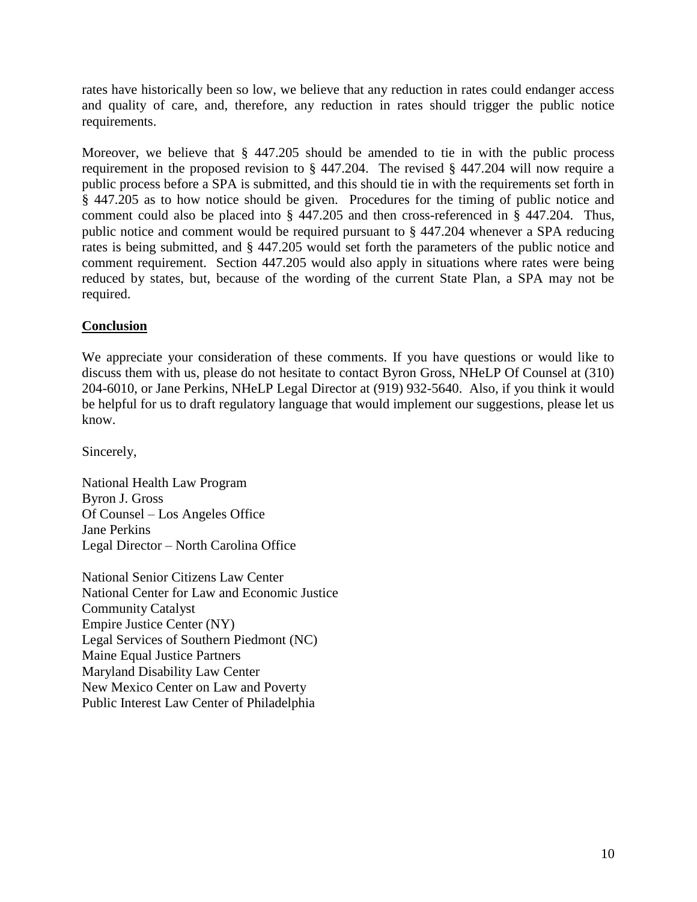rates have historically been so low, we believe that any reduction in rates could endanger access and quality of care, and, therefore, any reduction in rates should trigger the public notice requirements.

Moreover, we believe that § 447.205 should be amended to tie in with the public process requirement in the proposed revision to § 447.204. The revised § 447.204 will now require a public process before a SPA is submitted, and this should tie in with the requirements set forth in § 447.205 as to how notice should be given. Procedures for the timing of public notice and comment could also be placed into § 447.205 and then cross-referenced in § 447.204. Thus, public notice and comment would be required pursuant to § 447.204 whenever a SPA reducing rates is being submitted, and § 447.205 would set forth the parameters of the public notice and comment requirement. Section 447.205 would also apply in situations where rates were being reduced by states, but, because of the wording of the current State Plan, a SPA may not be required.

**Conclusion**

We appreciate your consideration of these comments. If you have questions or would like to discuss them with us, please do not hesitate to contact Byron Gross, NHeLP Of Counsel at (310) 204-6010, or Jane Perkins, NHeLP Legal Director at (919) 932-5640. Also, if you think it would be helpful for us to draft regulatory language that would implement our suggestions, please let us know.

Sincerely,

National Health Law Program
Byron J. Gross
Of Counsel – Los Angeles Office
Jane Perkins
Legal Director – North Carolina Office

National Senior Citizens Law Center
National Center for Law and Economic Justice
Community Catalyst
Empire Justice Center (NY)
Legal Services of Southern Piedmont (NC)
Maine Equal Justice Partners
Maryland Disability Law Center
New Mexico Center on Law and Poverty
Public Interest Law Center of Philadelphia